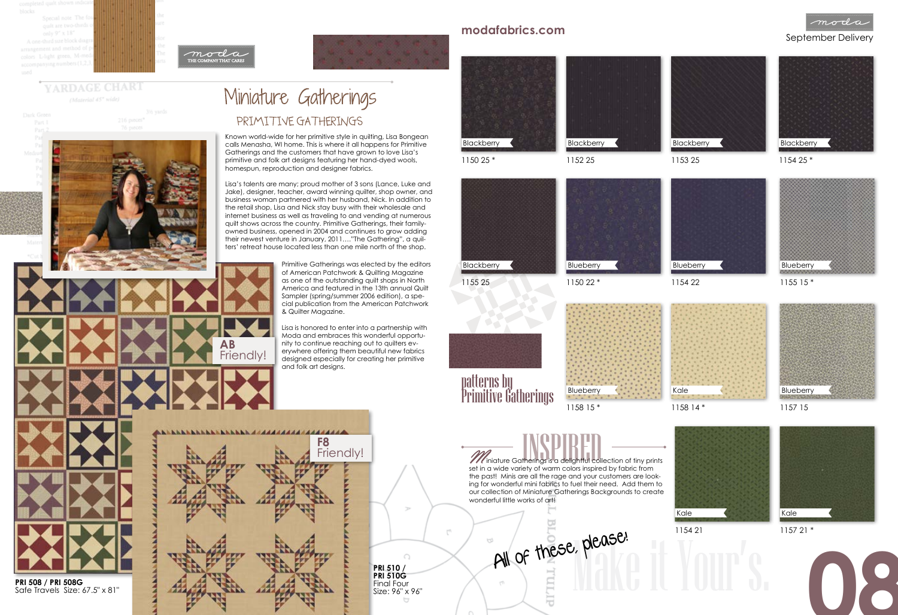# Miniature Gatherings

## PRIMITIVE GATHERINGS

Known world-wide for her primitive style in quilting, Lisa Bongean calls Menasha, WI home. This is where it all happens for Primitive Gatherings and the customers that have grown to love Lisa's primitive and folk art designs featuring her hand-dyed wools, homespun, reproduction and designer fabrics.

Lisa's talents are many; proud mother of 3 sons (Lance, Luke and Jake), designer, teacher, award winning quilter, shop owner, and business woman partnered with her husband, Nick. In addition to the retail shop, Lisa and Nick stay busy with their wholesale and internet business as well as traveling to and vending at numerous quilt shows across the country. Primitive Gatherings, their family-owned business, opened in 2004 and continues to grow adding their newest venture in January, 2011...."The Gathering", a quilters' retreat house located less than one mile north of the shop.

Primitive Gatherings was elected by the editors of American Patchwork & Quilting Magazine as one of the outstanding quilt shops in North America and featured in the 13th annual Quilt Sampler (spring/summer 2006 edition), a special publication from the American Patchwork & Quilter Magazine.

Lisa is honored to enter into a partnership with Moda and embraces this wonderful opportunity to continue reaching out to quilters everywhere offering them beautiful new fabrics designed especially for creating her primitive and folk art designs.

AB Friendly!

F8 Friendly!

**PRI 508 / PRI 508G**
Safe Travels Size: 67.5" x 81"

**PRI 510 / PRI 510G**
Final Four
Size: 96" x 96"

patterns by Primitive Gatherings

modafabrics.com

September Delivery

| Color | Number |
|---|---|
| Blackberry | 1150 25 * |
| Blackberry | 1152 25 |
| Blackberry | 1153 25 |
| Blackberry | 1154 25 * |
| Blackberry | 1155 25 |
| Blueberry | 1150 22 * |
| Blueberry | 1154 22 |
| Blueberry | 1155 15 * |
| Blueberry | 1158 15 * |
| Kale | 1158 14 * |
| Blueberry | 1157 15 |
| Kale | 1154 21 |
| Kale | 1157 21 * |

## INSPIRED

Miniature Gatherings is a delightful collection of tiny prints set in a wide variety of warm colors inspired by fabric from the past! Minis are all the rage and your customers are looking for wonderful mini fabrics to fuel their need. Add them to our collection of Miniature Gatherings Backgrounds to create wonderful little works of art!

All of these, please!

Make it Your's.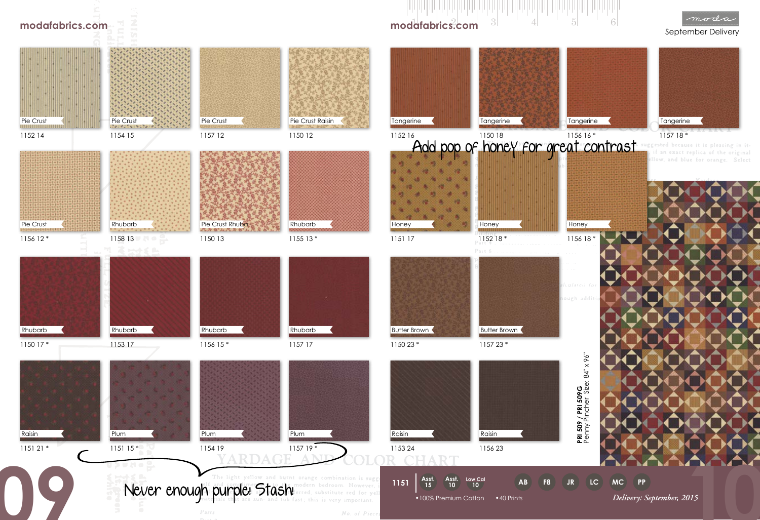September Delivery

| | | | |
|---|---|---|---|
| Pie Crust 1152 14 | Pie Crust 1154 15 | Pie Crust 1157 12 | Pie Crust Raisin 1150 12 |
| Pie Crust 1156 12 * | Rhubarb 1158 13 | Pie Crust Rhubarb 1150 13 | Rhubarb 1155 13 * |
| Rhubarb 1150 17 * | Rhubarb 1153 17 | Rhubarb 1156 15 * | Rhubarb 1157 17 |
| Raisin 1151 21 * | Plum 1151 15 * | Plum 1154 19 | Plum 1157 19 * |

Never enough purple! Stash!

| | | | |
|---|---|---|---|
| Tangerine 1152 16 | Tangerine 1150 18 | Tangerine 1156 16 * | Tangerine 1157 18 * |
| Honey 1151 17 | Honey 1152 18 * | Honey 1156 18 * | |
| Butter Brown 1150 23 * | Butter Brown 1157 23 * | | |
| Raisin 1153 24 | Raisin 1156 23 | | |

Add pop of honey for great contrast

**PRI 509 / PRI 509G**
Penny Pincher Size: 84" x 96"

**1151** | Asst. 15 | Asst. 10 | Low Cal 10 | AB | F8 | JR | LC | MC | PP

• 100% Premium Cotton • 40 Prints

*Delivery: September, 2015*